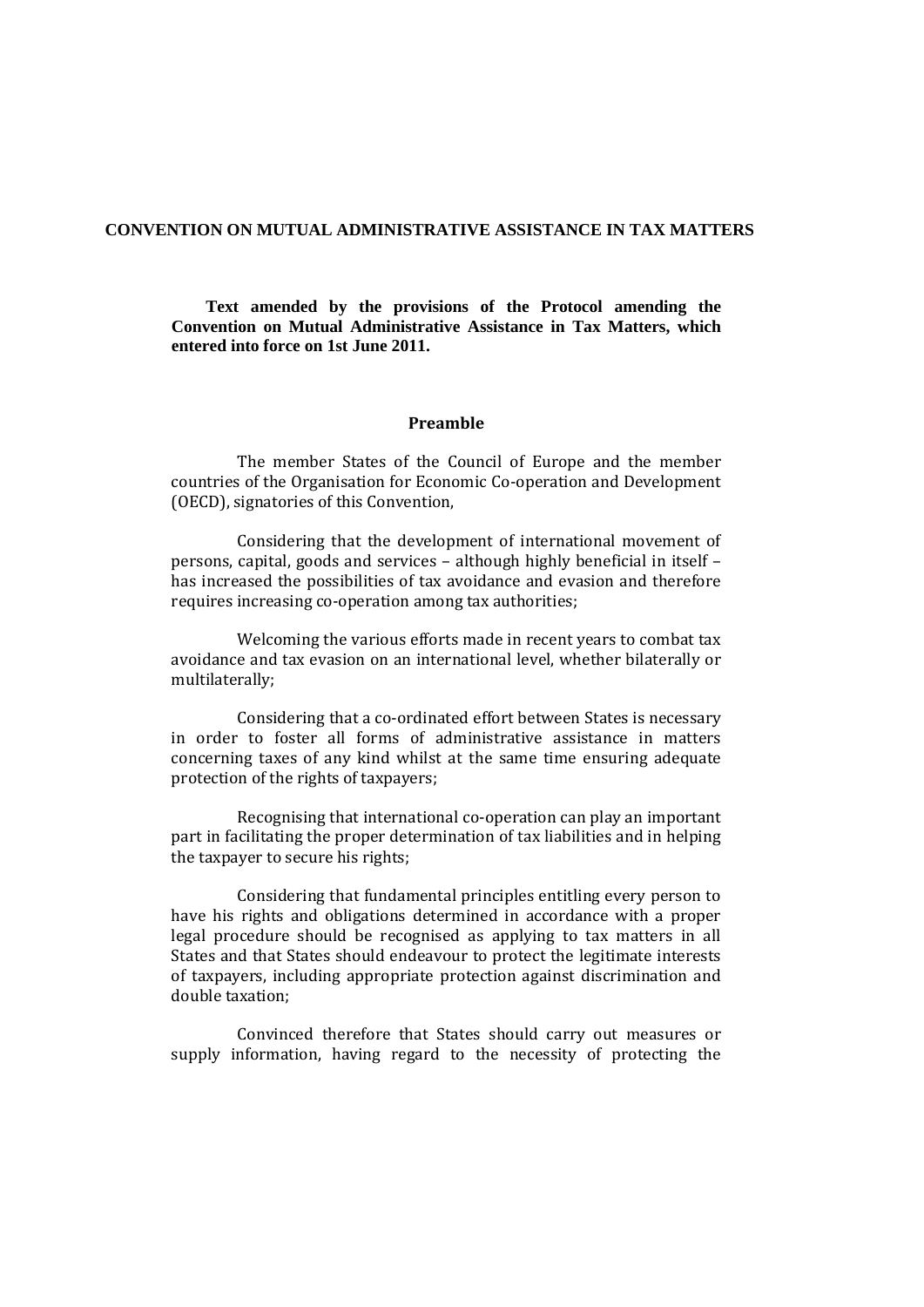# CONVENTION ON MUTUAL ADMINISTRATIVE ASSISTANCE IN TAX MATTERS

**Text amended by the provisions of the Protocol amending the Convention on Mutual Administrative Assistance in Tax Matters, which entered into force on 1st June 2011.**

## Preamble

The member States of the Council of Europe and the member countries of the Organisation for Economic Co-operation and Development (OECD), signatories of this Convention,

Considering that the development of international movement of persons, capital, goods and services – although highly beneficial in itself – has increased the possibilities of tax avoidance and evasion and therefore requires increasing co-operation among tax authorities;

Welcoming the various efforts made in recent years to combat tax avoidance and tax evasion on an international level, whether bilaterally or multilaterally;

Considering that a co-ordinated effort between States is necessary in order to foster all forms of administrative assistance in matters concerning taxes of any kind whilst at the same time ensuring adequate protection of the rights of taxpayers;

Recognising that international co-operation can play an important part in facilitating the proper determination of tax liabilities and in helping the taxpayer to secure his rights;

Considering that fundamental principles entitling every person to have his rights and obligations determined in accordance with a proper legal procedure should be recognised as applying to tax matters in all States and that States should endeavour to protect the legitimate interests of taxpayers, including appropriate protection against discrimination and double taxation;

Convinced therefore that States should carry out measures or supply information, having regard to the necessity of protecting the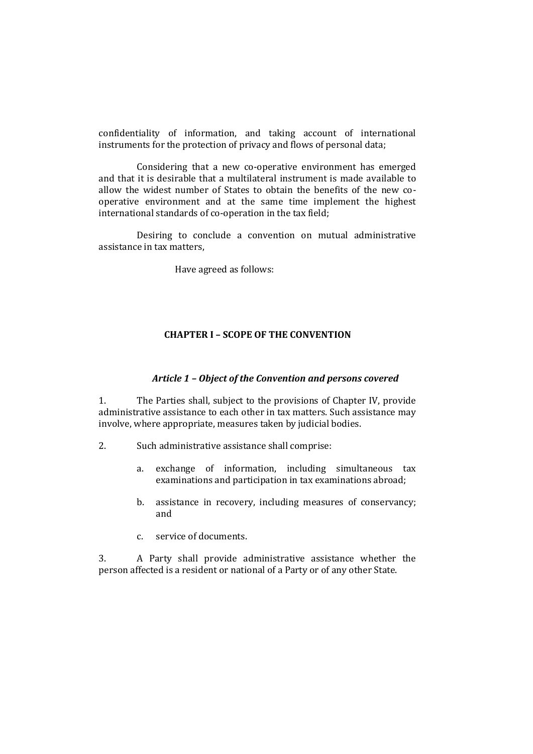confidentiality of information, and taking account of international instruments for the protection of privacy and flows of personal data;

Considering that a new co-operative environment has emerged and that it is desirable that a multilateral instrument is made available to allow the widest number of States to obtain the benefits of the new co-operative environment and at the same time implement the highest international standards of co-operation in the tax field;

Desiring to conclude a convention on mutual administrative assistance in tax matters,

Have agreed as follows:

## CHAPTER I – SCOPE OF THE CONVENTION

### *Article 1 – Object of the Convention and persons covered*

1. The Parties shall, subject to the provisions of Chapter IV, provide administrative assistance to each other in tax matters. Such assistance may involve, where appropriate, measures taken by judicial bodies.

2. Such administrative assistance shall comprise:

   a. exchange of information, including simultaneous tax examinations and participation in tax examinations abroad;

   b. assistance in recovery, including measures of conservancy; and

   c. service of documents.

3. A Party shall provide administrative assistance whether the person affected is a resident or national of a Party or of any other State.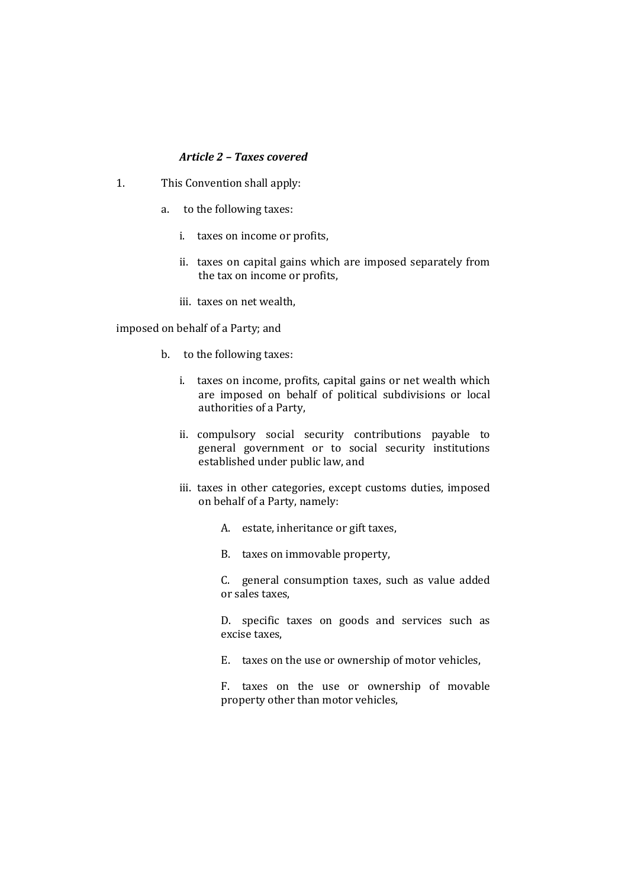### *Article 2 – Taxes covered*

1. This Convention shall apply:

   a. to the following taxes:

      i. taxes on income or profits,

      ii. taxes on capital gains which are imposed separately from the tax on income or profits,

      iii. taxes on net wealth,

imposed on behalf of a Party; and

   b. to the following taxes:

      i. taxes on income, profits, capital gains or net wealth which are imposed on behalf of political subdivisions or local authorities of a Party,

      ii. compulsory social security contributions payable to general government or to social security institutions established under public law, and

      iii. taxes in other categories, except customs duties, imposed on behalf of a Party, namely:

         A. estate, inheritance or gift taxes,

         B. taxes on immovable property,

         C. general consumption taxes, such as value added or sales taxes,

         D. specific taxes on goods and services such as excise taxes,

         E. taxes on the use or ownership of motor vehicles,

         F. taxes on the use or ownership of movable property other than motor vehicles,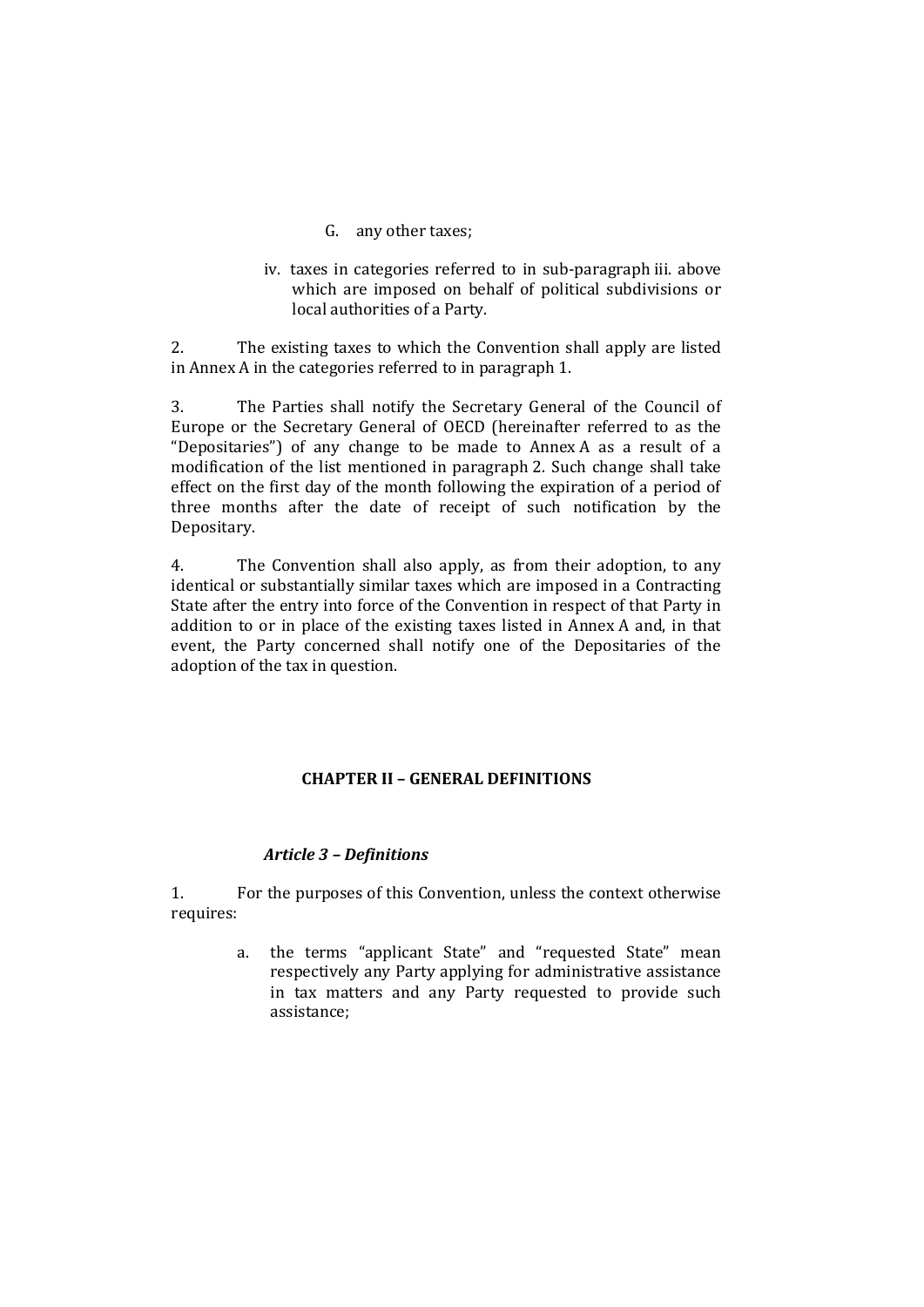G. any other taxes;

iv. taxes in categories referred to in sub-paragraph iii. above which are imposed on behalf of political subdivisions or local authorities of a Party.

2. The existing taxes to which the Convention shall apply are listed in Annex A in the categories referred to in paragraph 1.

3. The Parties shall notify the Secretary General of the Council of Europe or the Secretary General of OECD (hereinafter referred to as the "Depositaries") of any change to be made to Annex A as a result of a modification of the list mentioned in paragraph 2. Such change shall take effect on the first day of the month following the expiration of a period of three months after the date of receipt of such notification by the Depositary.

4. The Convention shall also apply, as from their adoption, to any identical or substantially similar taxes which are imposed in a Contracting State after the entry into force of the Convention in respect of that Party in addition to or in place of the existing taxes listed in Annex A and, in that event, the Party concerned shall notify one of the Depositaries of the adoption of the tax in question.

## CHAPTER II – GENERAL DEFINITIONS

### *Article 3 – Definitions*

1. For the purposes of this Convention, unless the context otherwise requires:

a. the terms "applicant State" and "requested State" mean respectively any Party applying for administrative assistance in tax matters and any Party requested to provide such assistance;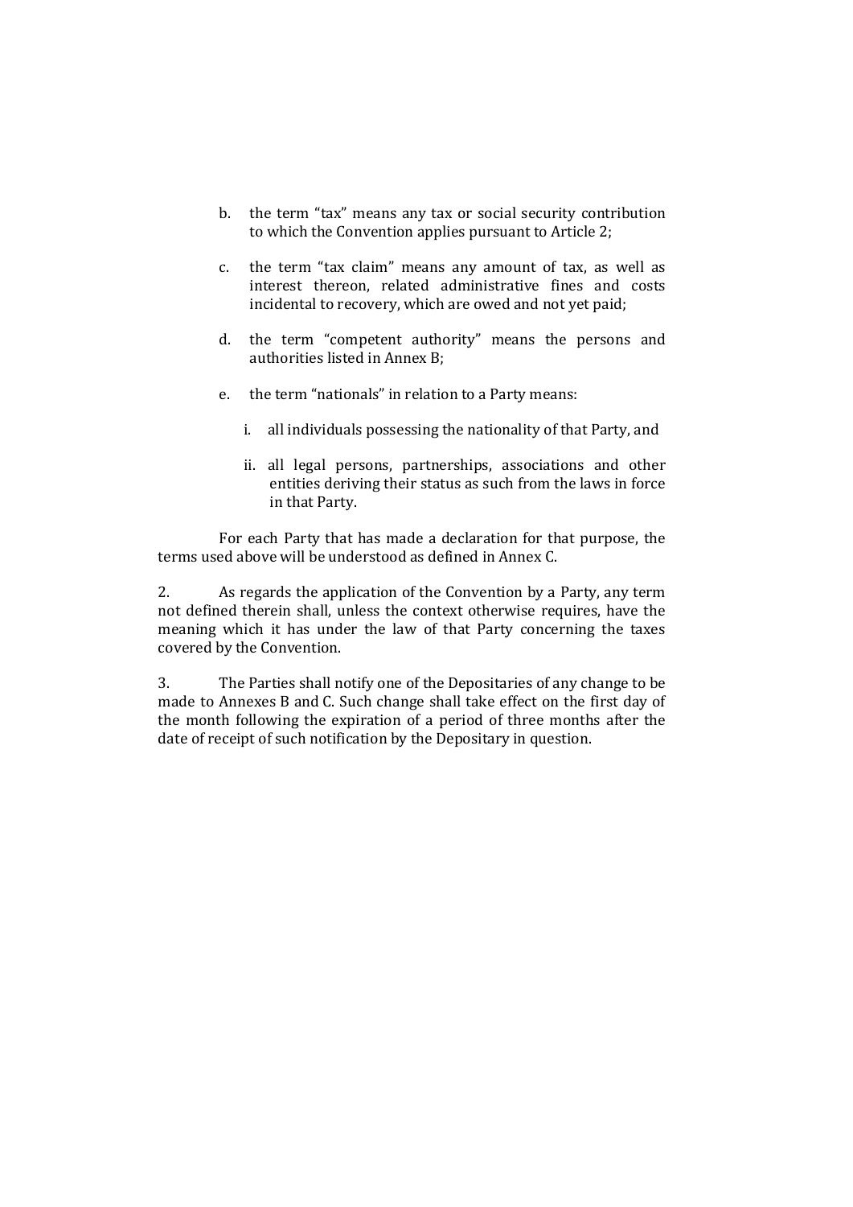b. the term "tax" means any tax or social security contribution to which the Convention applies pursuant to Article 2;

c. the term "tax claim" means any amount of tax, as well as interest thereon, related administrative fines and costs incidental to recovery, which are owed and not yet paid;

d. the term "competent authority" means the persons and authorities listed in Annex B;

e. the term "nationals" in relation to a Party means:

   i. all individuals possessing the nationality of that Party, and

   ii. all legal persons, partnerships, associations and other entities deriving their status as such from the laws in force in that Party.

For each Party that has made a declaration for that purpose, the terms used above will be understood as defined in Annex C.

2. As regards the application of the Convention by a Party, any term not defined therein shall, unless the context otherwise requires, have the meaning which it has under the law of that Party concerning the taxes covered by the Convention.

3. The Parties shall notify one of the Depositaries of any change to be made to Annexes B and C. Such change shall take effect on the first day of the month following the expiration of a period of three months after the date of receipt of such notification by the Depositary in question.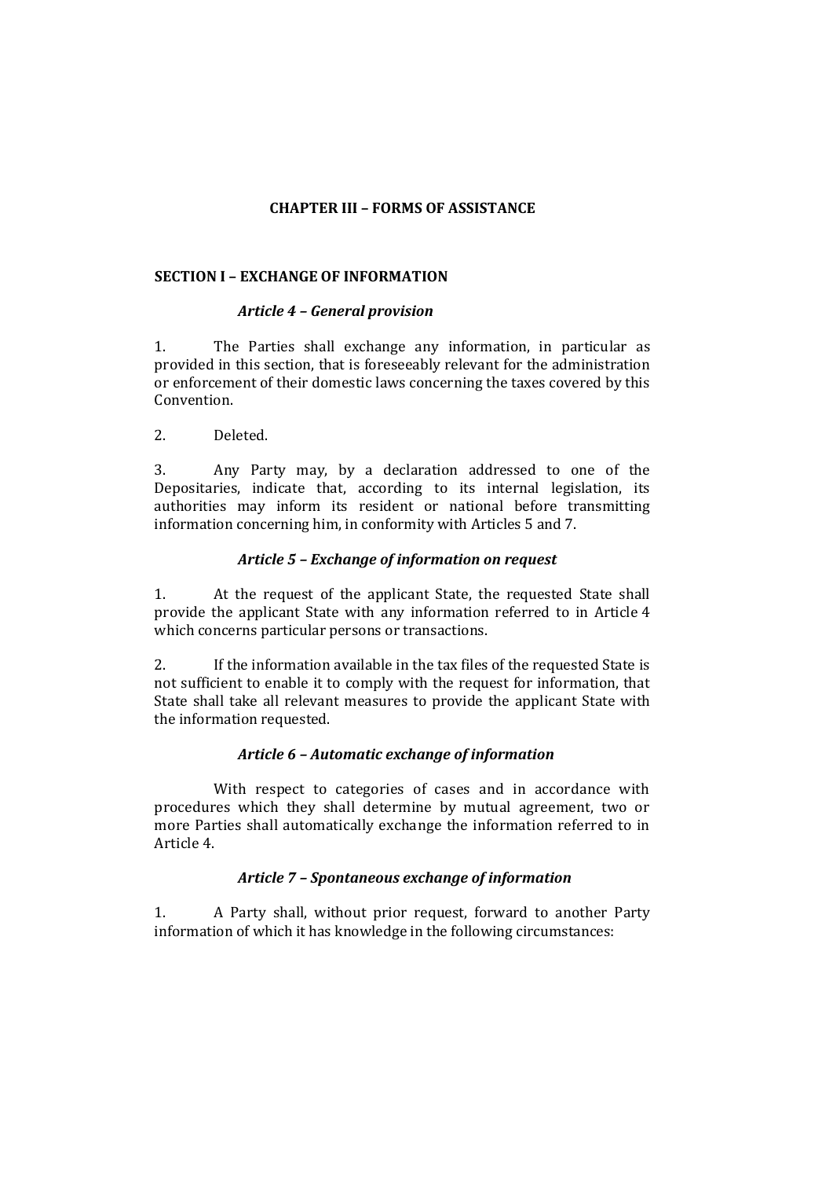## CHAPTER III – FORMS OF ASSISTANCE

### SECTION I – EXCHANGE OF INFORMATION

#### *Article 4 – General provision*

1. The Parties shall exchange any information, in particular as provided in this section, that is foreseeably relevant for the administration or enforcement of their domestic laws concerning the taxes covered by this Convention.

2. Deleted.

3. Any Party may, by a declaration addressed to one of the Depositaries, indicate that, according to its internal legislation, its authorities may inform its resident or national before transmitting information concerning him, in conformity with Articles 5 and 7.

#### *Article 5 – Exchange of information on request*

1. At the request of the applicant State, the requested State shall provide the applicant State with any information referred to in Article 4 which concerns particular persons or transactions.

2. If the information available in the tax files of the requested State is not sufficient to enable it to comply with the request for information, that State shall take all relevant measures to provide the applicant State with the information requested.

#### *Article 6 – Automatic exchange of information*

With respect to categories of cases and in accordance with procedures which they shall determine by mutual agreement, two or more Parties shall automatically exchange the information referred to in Article 4.

#### *Article 7 – Spontaneous exchange of information*

1. A Party shall, without prior request, forward to another Party information of which it has knowledge in the following circumstances: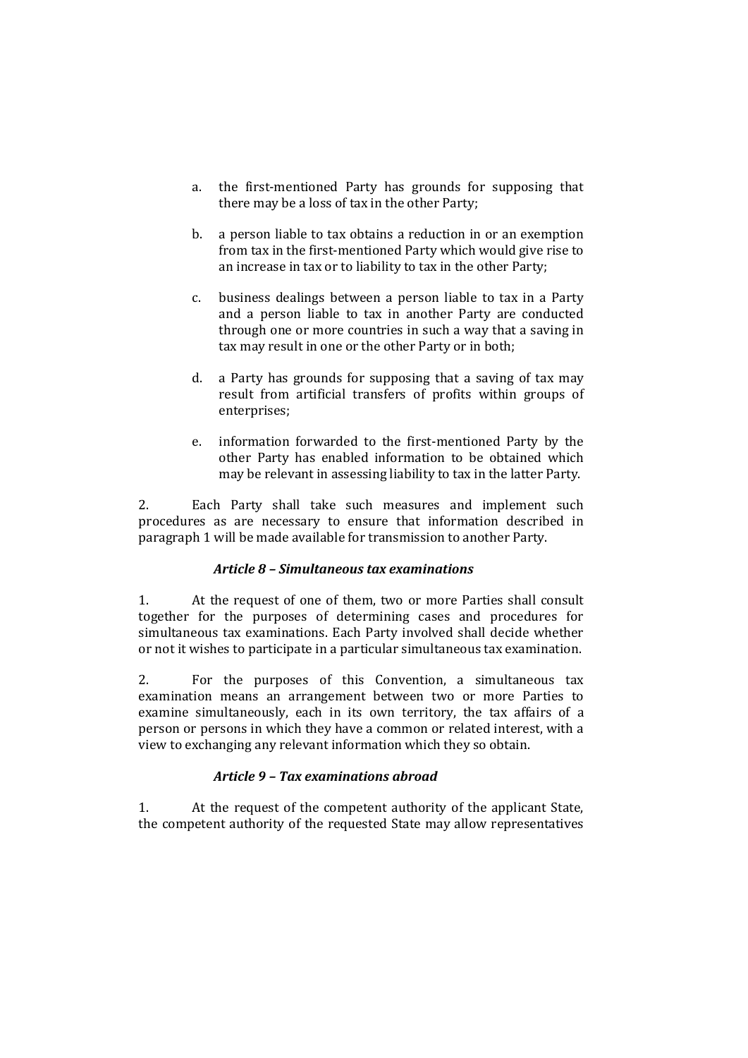a. the first-mentioned Party has grounds for supposing that there may be a loss of tax in the other Party;

b. a person liable to tax obtains a reduction in or an exemption from tax in the first-mentioned Party which would give rise to an increase in tax or to liability to tax in the other Party;

c. business dealings between a person liable to tax in a Party and a person liable to tax in another Party are conducted through one or more countries in such a way that a saving in tax may result in one or the other Party or in both;

d. a Party has grounds for supposing that a saving of tax may result from artificial transfers of profits within groups of enterprises;

e. information forwarded to the first-mentioned Party by the other Party has enabled information to be obtained which may be relevant in assessing liability to tax in the latter Party.

2. Each Party shall take such measures and implement such procedures as are necessary to ensure that information described in paragraph 1 will be made available for transmission to another Party.

### *Article 8 – Simultaneous tax examinations*

1. At the request of one of them, two or more Parties shall consult together for the purposes of determining cases and procedures for simultaneous tax examinations. Each Party involved shall decide whether or not it wishes to participate in a particular simultaneous tax examination.

2. For the purposes of this Convention, a simultaneous tax examination means an arrangement between two or more Parties to examine simultaneously, each in its own territory, the tax affairs of a person or persons in which they have a common or related interest, with a view to exchanging any relevant information which they so obtain.

### *Article 9 – Tax examinations abroad*

1. At the request of the competent authority of the applicant State, the competent authority of the requested State may allow representatives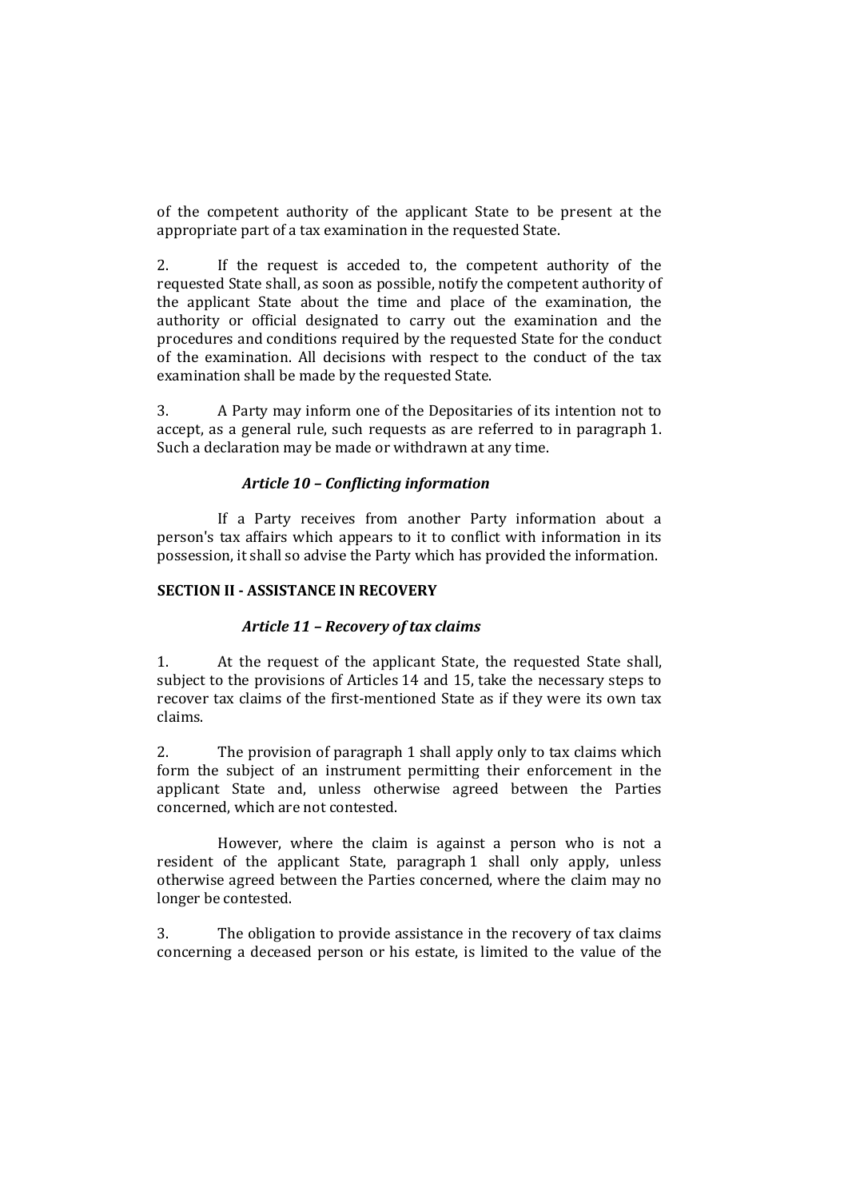of the competent authority of the applicant State to be present at the appropriate part of a tax examination in the requested State.

2. If the request is acceded to, the competent authority of the requested State shall, as soon as possible, notify the competent authority of the applicant State about the time and place of the examination, the authority or official designated to carry out the examination and the procedures and conditions required by the requested State for the conduct of the examination. All decisions with respect to the conduct of the tax examination shall be made by the requested State.

3. A Party may inform one of the Depositaries of its intention not to accept, as a general rule, such requests as are referred to in paragraph 1. Such a declaration may be made or withdrawn at any time.

### *Article 10 – Conflicting information*

If a Party receives from another Party information about a person's tax affairs which appears to it to conflict with information in its possession, it shall so advise the Party which has provided the information.

## SECTION II - ASSISTANCE IN RECOVERY

### *Article 11 – Recovery of tax claims*

1. At the request of the applicant State, the requested State shall, subject to the provisions of Articles 14 and 15, take the necessary steps to recover tax claims of the first-mentioned State as if they were its own tax claims.

2. The provision of paragraph 1 shall apply only to tax claims which form the subject of an instrument permitting their enforcement in the applicant State and, unless otherwise agreed between the Parties concerned, which are not contested.

However, where the claim is against a person who is not a resident of the applicant State, paragraph 1 shall only apply, unless otherwise agreed between the Parties concerned, where the claim may no longer be contested.

3. The obligation to provide assistance in the recovery of tax claims concerning a deceased person or his estate, is limited to the value of the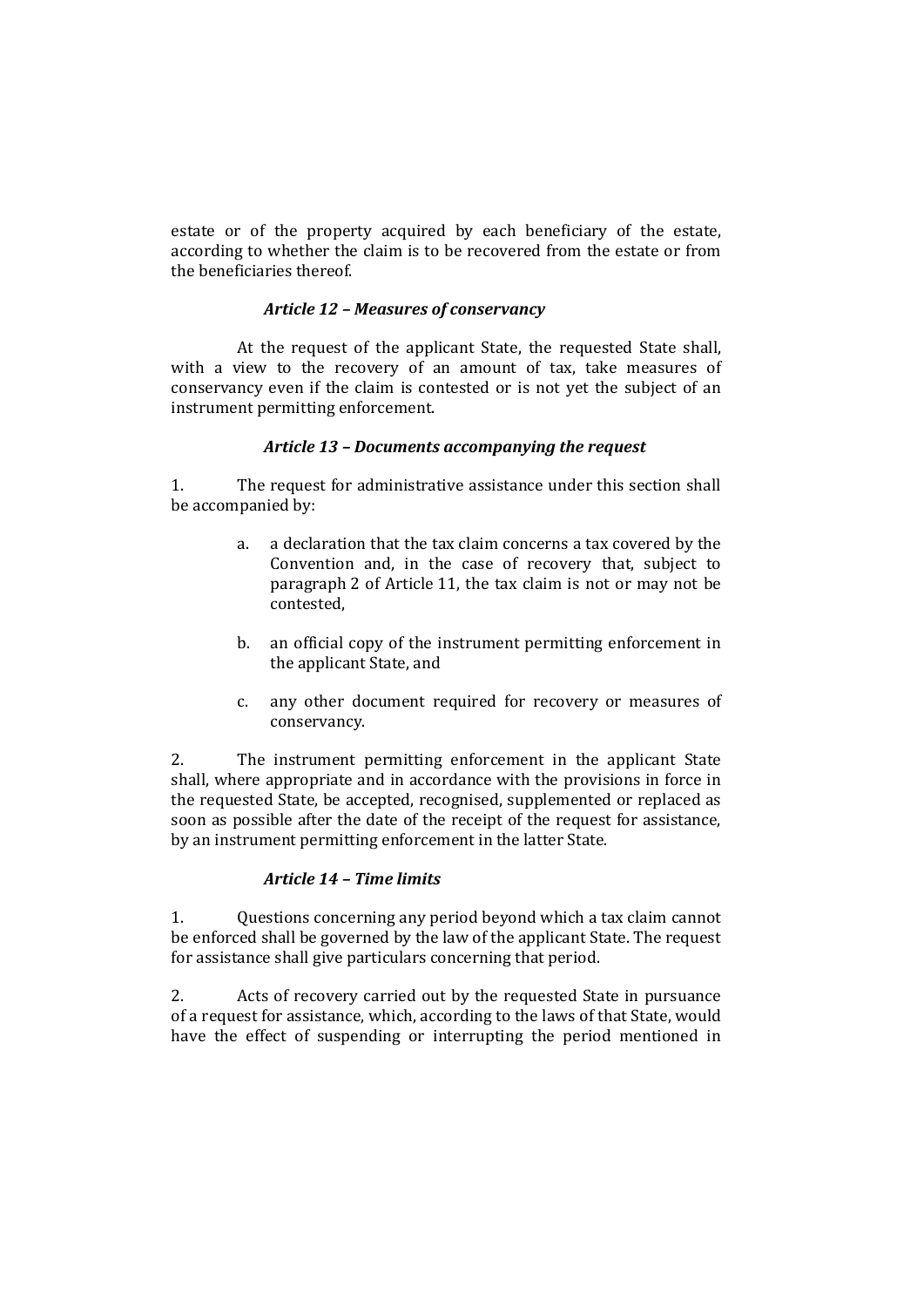estate or of the property acquired by each beneficiary of the estate, according to whether the claim is to be recovered from the estate or from the beneficiaries thereof.

### *Article 12 – Measures of conservancy*

At the request of the applicant State, the requested State shall, with a view to the recovery of an amount of tax, take measures of conservancy even if the claim is contested or is not yet the subject of an instrument permitting enforcement.

### *Article 13 – Documents accompanying the request*

1. The request for administrative assistance under this section shall be accompanied by:

   a. a declaration that the tax claim concerns a tax covered by the Convention and, in the case of recovery that, subject to paragraph 2 of Article 11, the tax claim is not or may not be contested,

   b. an official copy of the instrument permitting enforcement in the applicant State, and

   c. any other document required for recovery or measures of conservancy.

2. The instrument permitting enforcement in the applicant State shall, where appropriate and in accordance with the provisions in force in the requested State, be accepted, recognised, supplemented or replaced as soon as possible after the date of the receipt of the request for assistance, by an instrument permitting enforcement in the latter State.

### *Article 14 – Time limits*

1. Questions concerning any period beyond which a tax claim cannot be enforced shall be governed by the law of the applicant State. The request for assistance shall give particulars concerning that period.

2. Acts of recovery carried out by the requested State in pursuance of a request for assistance, which, according to the laws of that State, would have the effect of suspending or interrupting the period mentioned in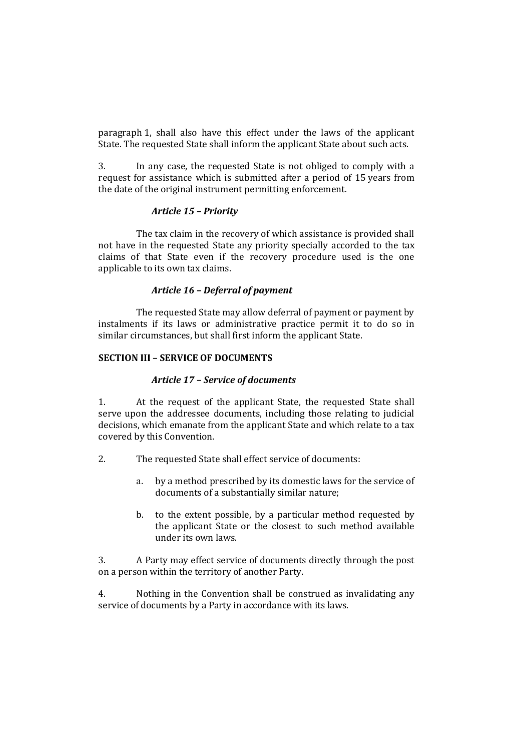paragraph 1, shall also have this effect under the laws of the applicant State. The requested State shall inform the applicant State about such acts.

3. In any case, the requested State is not obliged to comply with a request for assistance which is submitted after a period of 15 years from the date of the original instrument permitting enforcement.

### *Article 15 – Priority*

The tax claim in the recovery of which assistance is provided shall not have in the requested State any priority specially accorded to the tax claims of that State even if the recovery procedure used is the one applicable to its own tax claims.

### *Article 16 – Deferral of payment*

The requested State may allow deferral of payment or payment by instalments if its laws or administrative practice permit it to do so in similar circumstances, but shall first inform the applicant State.

## SECTION III – SERVICE OF DOCUMENTS

### *Article 17 – Service of documents*

1. At the request of the applicant State, the requested State shall serve upon the addressee documents, including those relating to judicial decisions, which emanate from the applicant State and which relate to a tax covered by this Convention.

2. The requested State shall effect service of documents:

   a. by a method prescribed by its domestic laws for the service of documents of a substantially similar nature;

   b. to the extent possible, by a particular method requested by the applicant State or the closest to such method available under its own laws.

3. A Party may effect service of documents directly through the post on a person within the territory of another Party.

4. Nothing in the Convention shall be construed as invalidating any service of documents by a Party in accordance with its laws.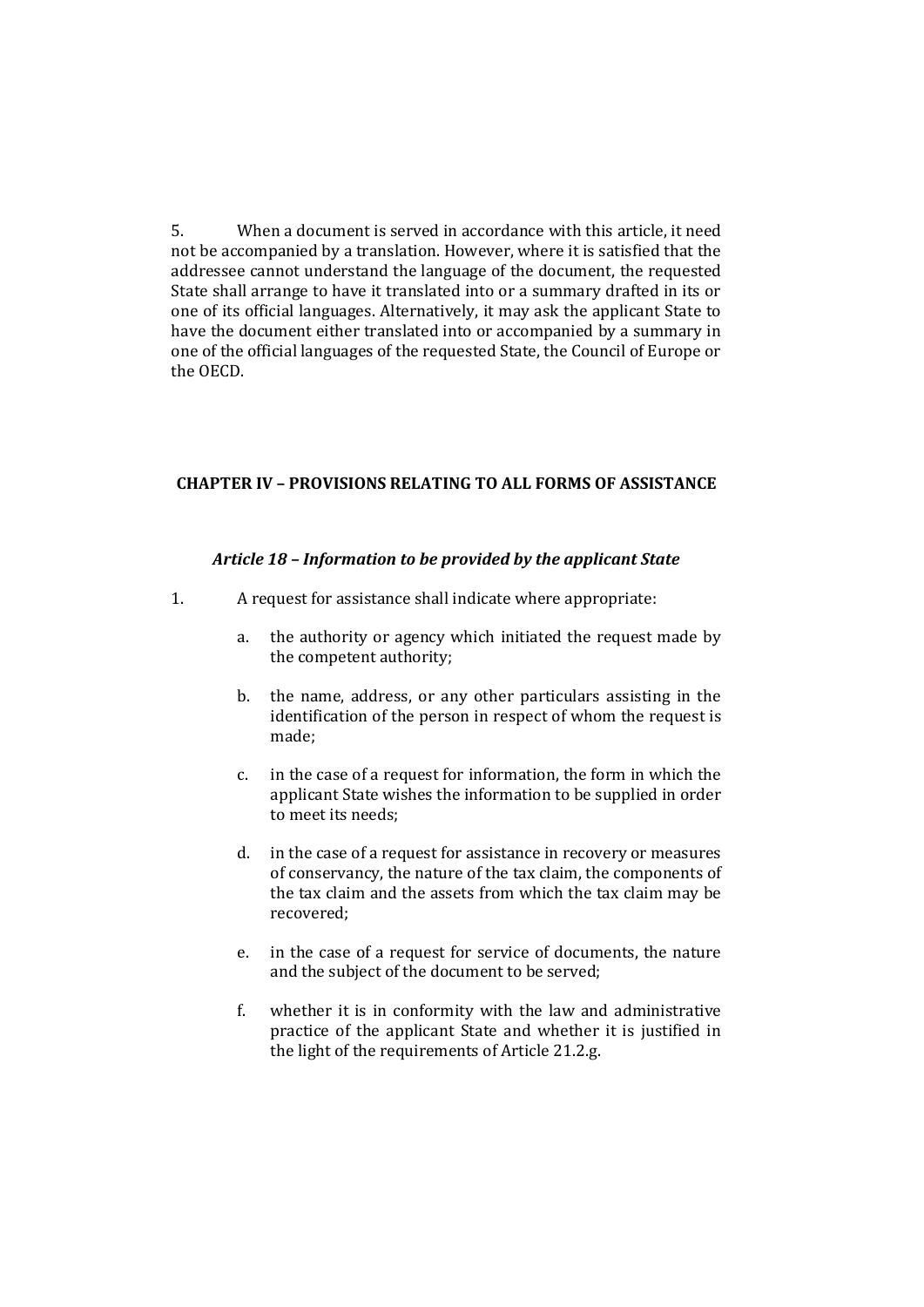5. When a document is served in accordance with this article, it need not be accompanied by a translation. However, where it is satisfied that the addressee cannot understand the language of the document, the requested State shall arrange to have it translated into or a summary drafted in its or one of its official languages. Alternatively, it may ask the applicant State to have the document either translated into or accompanied by a summary in one of the official languages of the requested State, the Council of Europe or the OECD.

## CHAPTER IV – PROVISIONS RELATING TO ALL FORMS OF ASSISTANCE

### *Article 18 – Information to be provided by the applicant State*

1. A request for assistance shall indicate where appropriate:

   a. the authority or agency which initiated the request made by the competent authority;

   b. the name, address, or any other particulars assisting in the identification of the person in respect of whom the request is made;

   c. in the case of a request for information, the form in which the applicant State wishes the information to be supplied in order to meet its needs;

   d. in the case of a request for assistance in recovery or measures of conservancy, the nature of the tax claim, the components of the tax claim and the assets from which the tax claim may be recovered;

   e. in the case of a request for service of documents, the nature and the subject of the document to be served;

   f. whether it is in conformity with the law and administrative practice of the applicant State and whether it is justified in the light of the requirements of Article 21.2.g.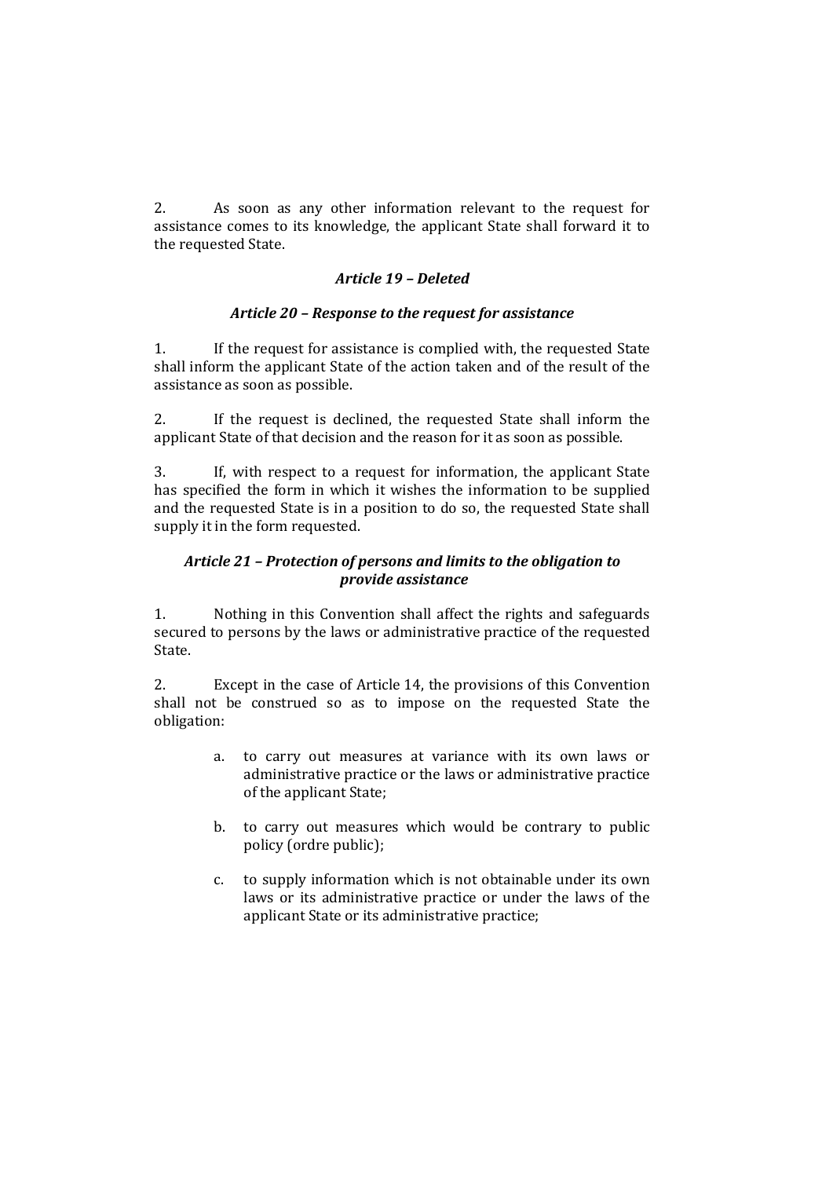2. As soon as any other information relevant to the request for assistance comes to its knowledge, the applicant State shall forward it to the requested State.

### *Article 19 – Deleted*

### *Article 20 – Response to the request for assistance*

1. If the request for assistance is complied with, the requested State shall inform the applicant State of the action taken and of the result of the assistance as soon as possible.

2. If the request is declined, the requested State shall inform the applicant State of that decision and the reason for it as soon as possible.

3. If, with respect to a request for information, the applicant State has specified the form in which it wishes the information to be supplied and the requested State is in a position to do so, the requested State shall supply it in the form requested.

### *Article 21 – Protection of persons and limits to the obligation to provide assistance*

1. Nothing in this Convention shall affect the rights and safeguards secured to persons by the laws or administrative practice of the requested State.

2. Except in the case of Article 14, the provisions of this Convention shall not be construed so as to impose on the requested State the obligation:

   a. to carry out measures at variance with its own laws or administrative practice or the laws or administrative practice of the applicant State;

   b. to carry out measures which would be contrary to public policy (ordre public);

   c. to supply information which is not obtainable under its own laws or its administrative practice or under the laws of the applicant State or its administrative practice;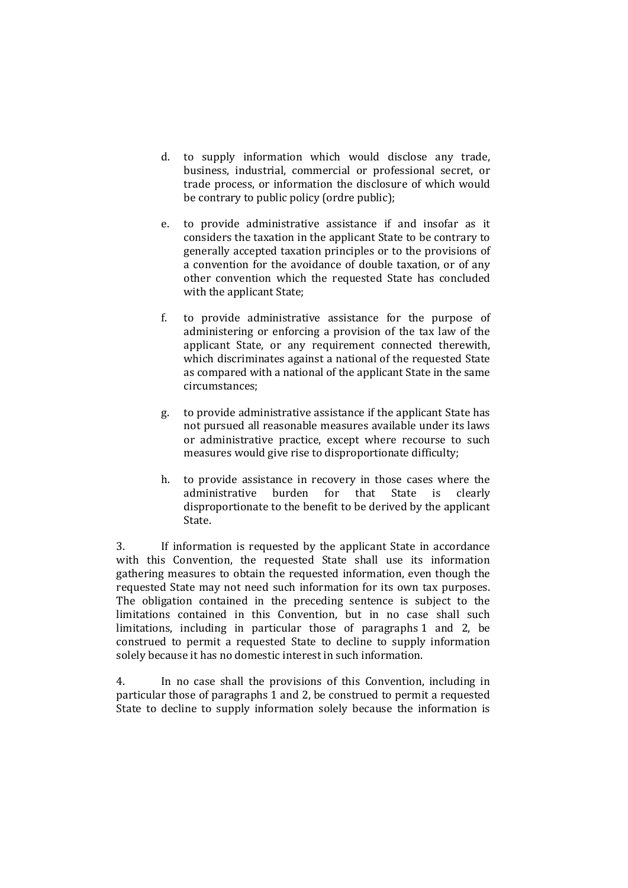d. to supply information which would disclose any trade, business, industrial, commercial or professional secret, or trade process, or information the disclosure of which would be contrary to public policy (ordre public);

e. to provide administrative assistance if and insofar as it considers the taxation in the applicant State to be contrary to generally accepted taxation principles or to the provisions of a convention for the avoidance of double taxation, or of any other convention which the requested State has concluded with the applicant State;

f. to provide administrative assistance for the purpose of administering or enforcing a provision of the tax law of the applicant State, or any requirement connected therewith, which discriminates against a national of the requested State as compared with a national of the applicant State in the same circumstances;

g. to provide administrative assistance if the applicant State has not pursued all reasonable measures available under its laws or administrative practice, except where recourse to such measures would give rise to disproportionate difficulty;

h. to provide assistance in recovery in those cases where the administrative burden for that State is clearly disproportionate to the benefit to be derived by the applicant State.

3. If information is requested by the applicant State in accordance with this Convention, the requested State shall use its information gathering measures to obtain the requested information, even though the requested State may not need such information for its own tax purposes. The obligation contained in the preceding sentence is subject to the limitations contained in this Convention, but in no case shall such limitations, including in particular those of paragraphs 1 and 2, be construed to permit a requested State to decline to supply information solely because it has no domestic interest in such information.

4. In no case shall the provisions of this Convention, including in particular those of paragraphs 1 and 2, be construed to permit a requested State to decline to supply information solely because the information is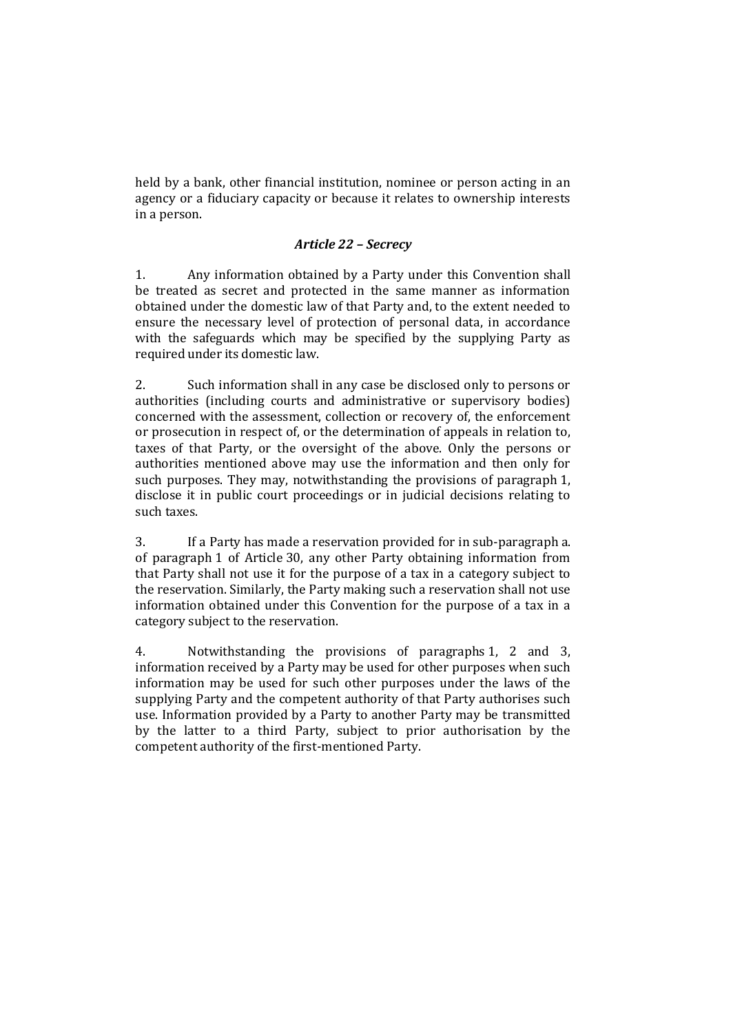held by a bank, other financial institution, nominee or person acting in an agency or a fiduciary capacity or because it relates to ownership interests in a person.

### *Article 22 – Secrecy*

1. Any information obtained by a Party under this Convention shall be treated as secret and protected in the same manner as information obtained under the domestic law of that Party and, to the extent needed to ensure the necessary level of protection of personal data, in accordance with the safeguards which may be specified by the supplying Party as required under its domestic law.

2. Such information shall in any case be disclosed only to persons or authorities (including courts and administrative or supervisory bodies) concerned with the assessment, collection or recovery of, the enforcement or prosecution in respect of, or the determination of appeals in relation to, taxes of that Party, or the oversight of the above. Only the persons or authorities mentioned above may use the information and then only for such purposes. They may, notwithstanding the provisions of paragraph 1, disclose it in public court proceedings or in judicial decisions relating to such taxes.

3. If a Party has made a reservation provided for in sub-paragraph a. of paragraph 1 of Article 30, any other Party obtaining information from that Party shall not use it for the purpose of a tax in a category subject to the reservation. Similarly, the Party making such a reservation shall not use information obtained under this Convention for the purpose of a tax in a category subject to the reservation.

4. Notwithstanding the provisions of paragraphs 1, 2 and 3, information received by a Party may be used for other purposes when such information may be used for such other purposes under the laws of the supplying Party and the competent authority of that Party authorises such use. Information provided by a Party to another Party may be transmitted by the latter to a third Party, subject to prior authorisation by the competent authority of the first-mentioned Party.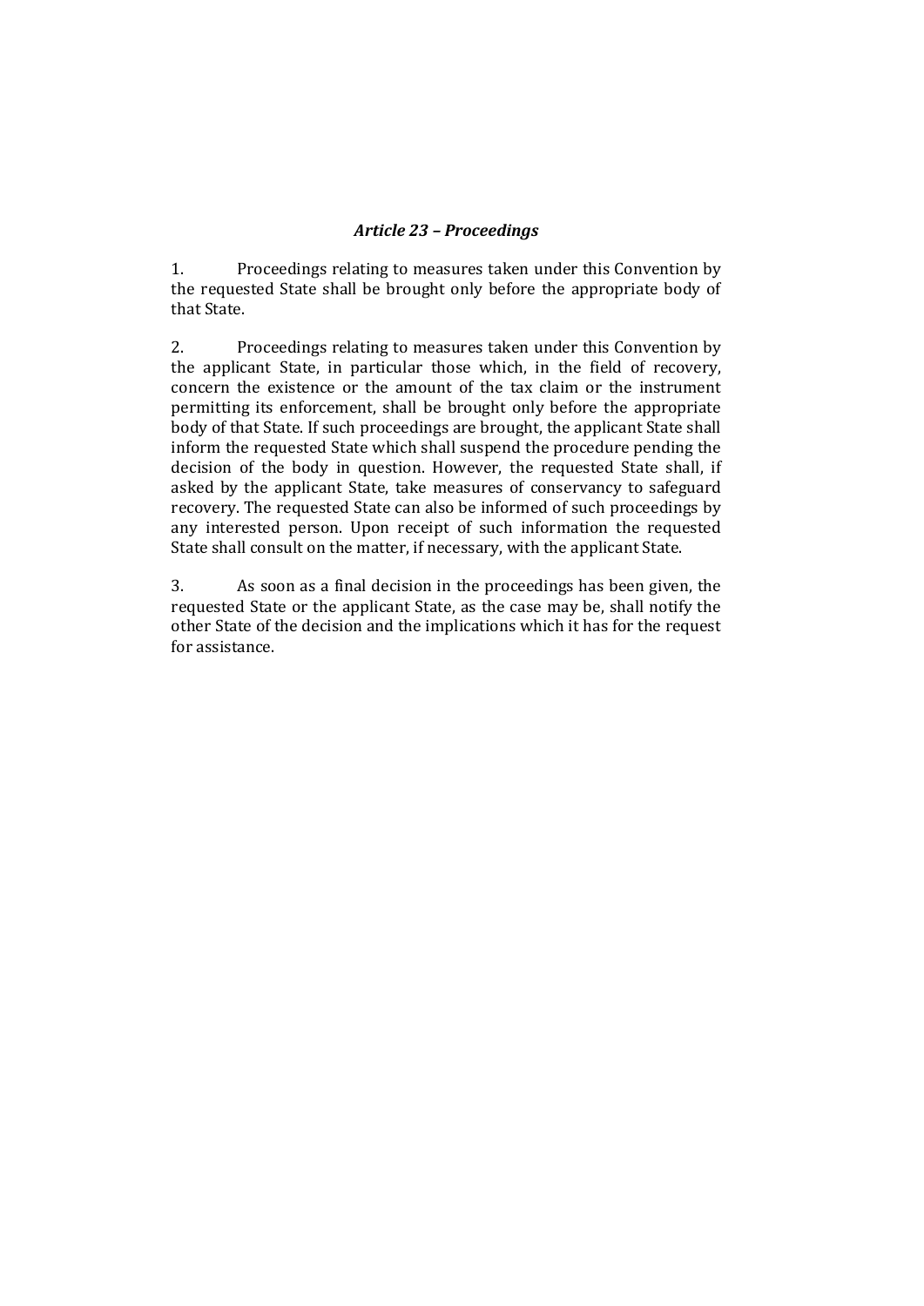### *Article 23 – Proceedings*

1. Proceedings relating to measures taken under this Convention by the requested State shall be brought only before the appropriate body of that State.

2. Proceedings relating to measures taken under this Convention by the applicant State, in particular those which, in the field of recovery, concern the existence or the amount of the tax claim or the instrument permitting its enforcement, shall be brought only before the appropriate body of that State. If such proceedings are brought, the applicant State shall inform the requested State which shall suspend the procedure pending the decision of the body in question. However, the requested State shall, if asked by the applicant State, take measures of conservancy to safeguard recovery. The requested State can also be informed of such proceedings by any interested person. Upon receipt of such information the requested State shall consult on the matter, if necessary, with the applicant State.

3. As soon as a final decision in the proceedings has been given, the requested State or the applicant State, as the case may be, shall notify the other State of the decision and the implications which it has for the request for assistance.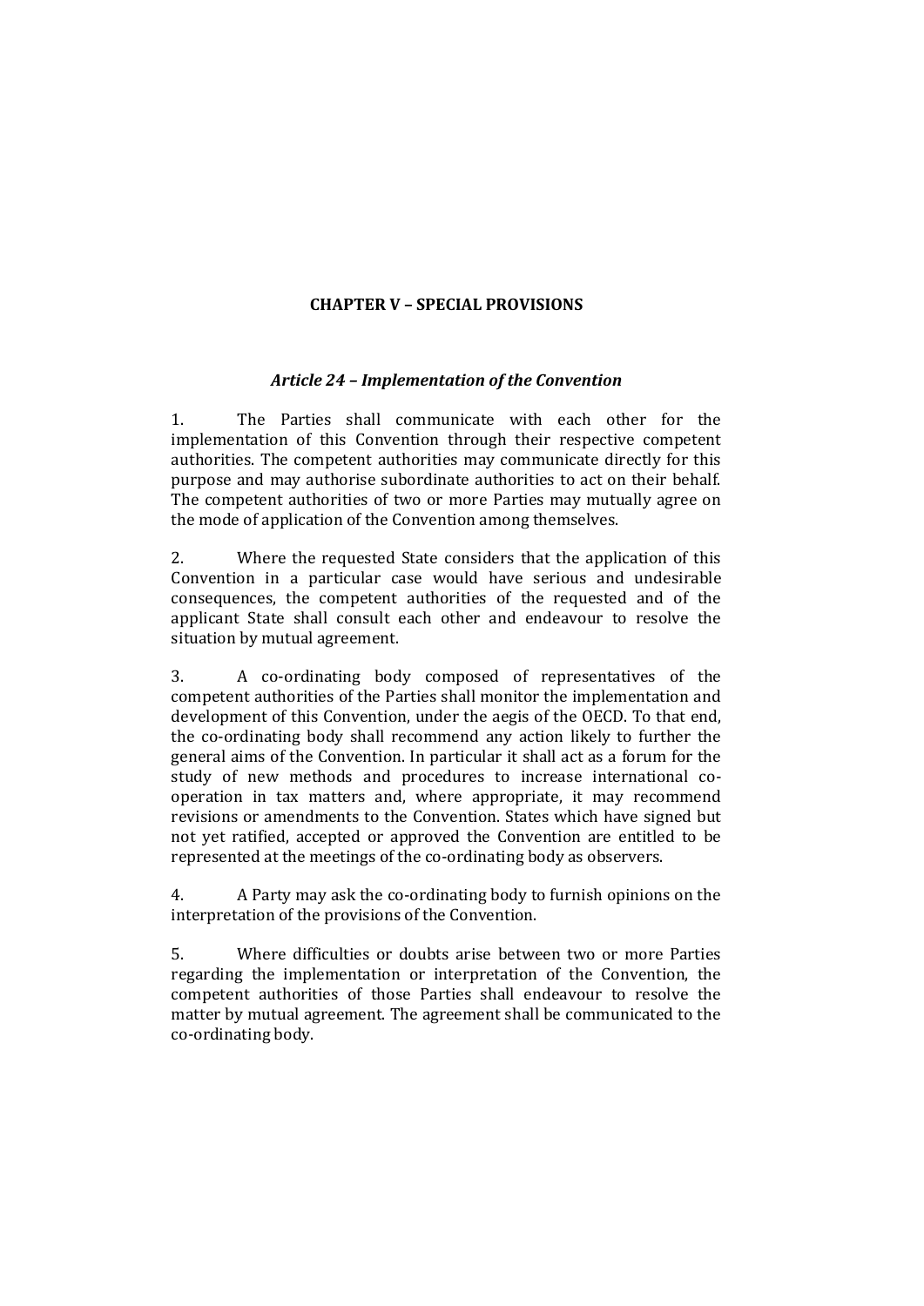## CHAPTER V – SPECIAL PROVISIONS

### *Article 24 – Implementation of the Convention*

1. The Parties shall communicate with each other for the implementation of this Convention through their respective competent authorities. The competent authorities may communicate directly for this purpose and may authorise subordinate authorities to act on their behalf. The competent authorities of two or more Parties may mutually agree on the mode of application of the Convention among themselves.

2. Where the requested State considers that the application of this Convention in a particular case would have serious and undesirable consequences, the competent authorities of the requested and of the applicant State shall consult each other and endeavour to resolve the situation by mutual agreement.

3. A co-ordinating body composed of representatives of the competent authorities of the Parties shall monitor the implementation and development of this Convention, under the aegis of the OECD. To that end, the co-ordinating body shall recommend any action likely to further the general aims of the Convention. In particular it shall act as a forum for the study of new methods and procedures to increase international co-operation in tax matters and, where appropriate, it may recommend revisions or amendments to the Convention. States which have signed but not yet ratified, accepted or approved the Convention are entitled to be represented at the meetings of the co-ordinating body as observers.

4. A Party may ask the co-ordinating body to furnish opinions on the interpretation of the provisions of the Convention.

5. Where difficulties or doubts arise between two or more Parties regarding the implementation or interpretation of the Convention, the competent authorities of those Parties shall endeavour to resolve the matter by mutual agreement. The agreement shall be communicated to the co-ordinating body.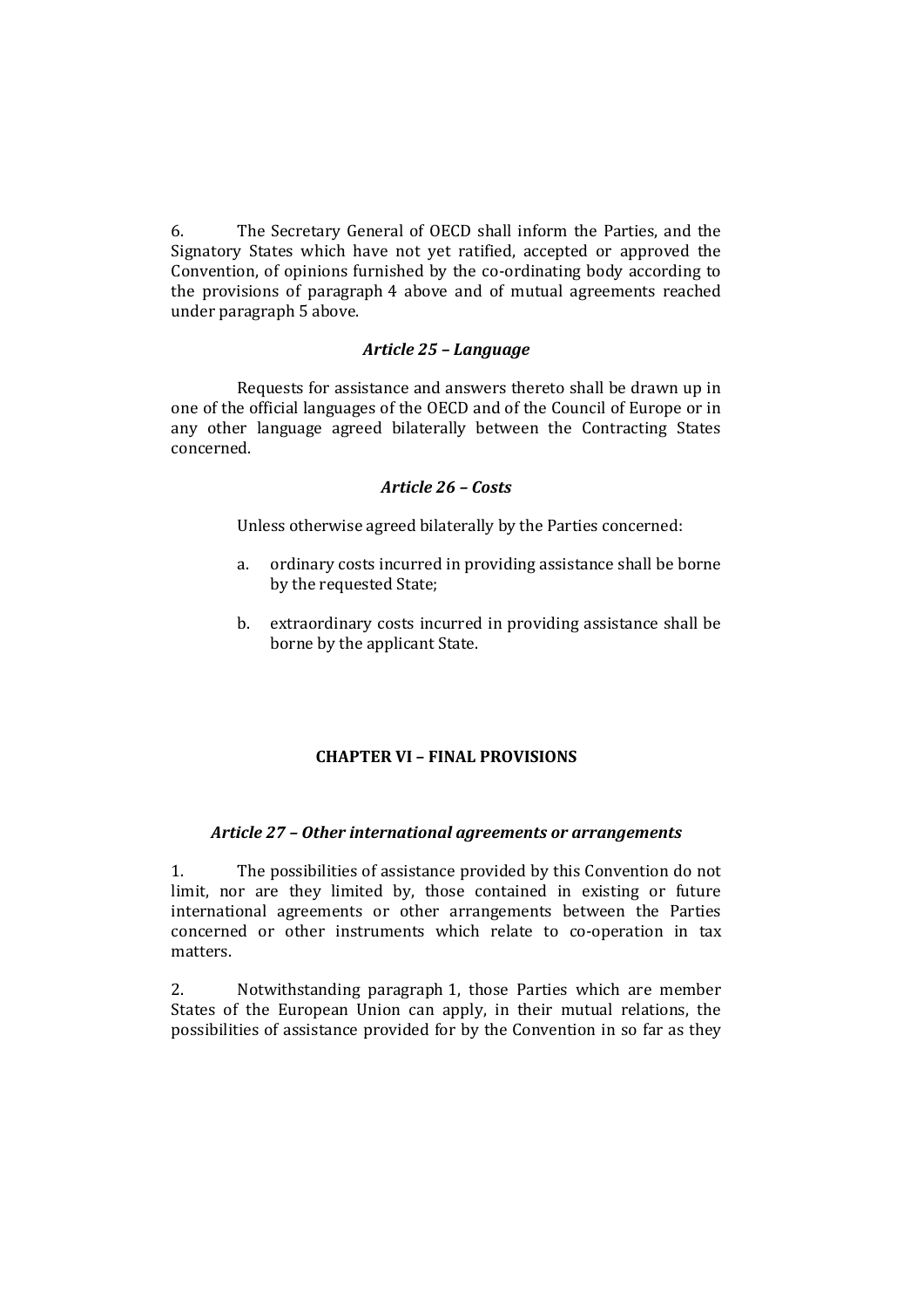6. The Secretary General of OECD shall inform the Parties, and the Signatory States which have not yet ratified, accepted or approved the Convention, of opinions furnished by the co-ordinating body according to the provisions of paragraph 4 above and of mutual agreements reached under paragraph 5 above.

### *Article 25 – Language*

Requests for assistance and answers thereto shall be drawn up in one of the official languages of the OECD and of the Council of Europe or in any other language agreed bilaterally between the Contracting States concerned.

### *Article 26 – Costs*

Unless otherwise agreed bilaterally by the Parties concerned:

a. ordinary costs incurred in providing assistance shall be borne by the requested State;

b. extraordinary costs incurred in providing assistance shall be borne by the applicant State.

## CHAPTER VI – FINAL PROVISIONS

### *Article 27 – Other international agreements or arrangements*

1. The possibilities of assistance provided by this Convention do not limit, nor are they limited by, those contained in existing or future international agreements or other arrangements between the Parties concerned or other instruments which relate to co-operation in tax matters.

2. Notwithstanding paragraph 1, those Parties which are member States of the European Union can apply, in their mutual relations, the possibilities of assistance provided for by the Convention in so far as they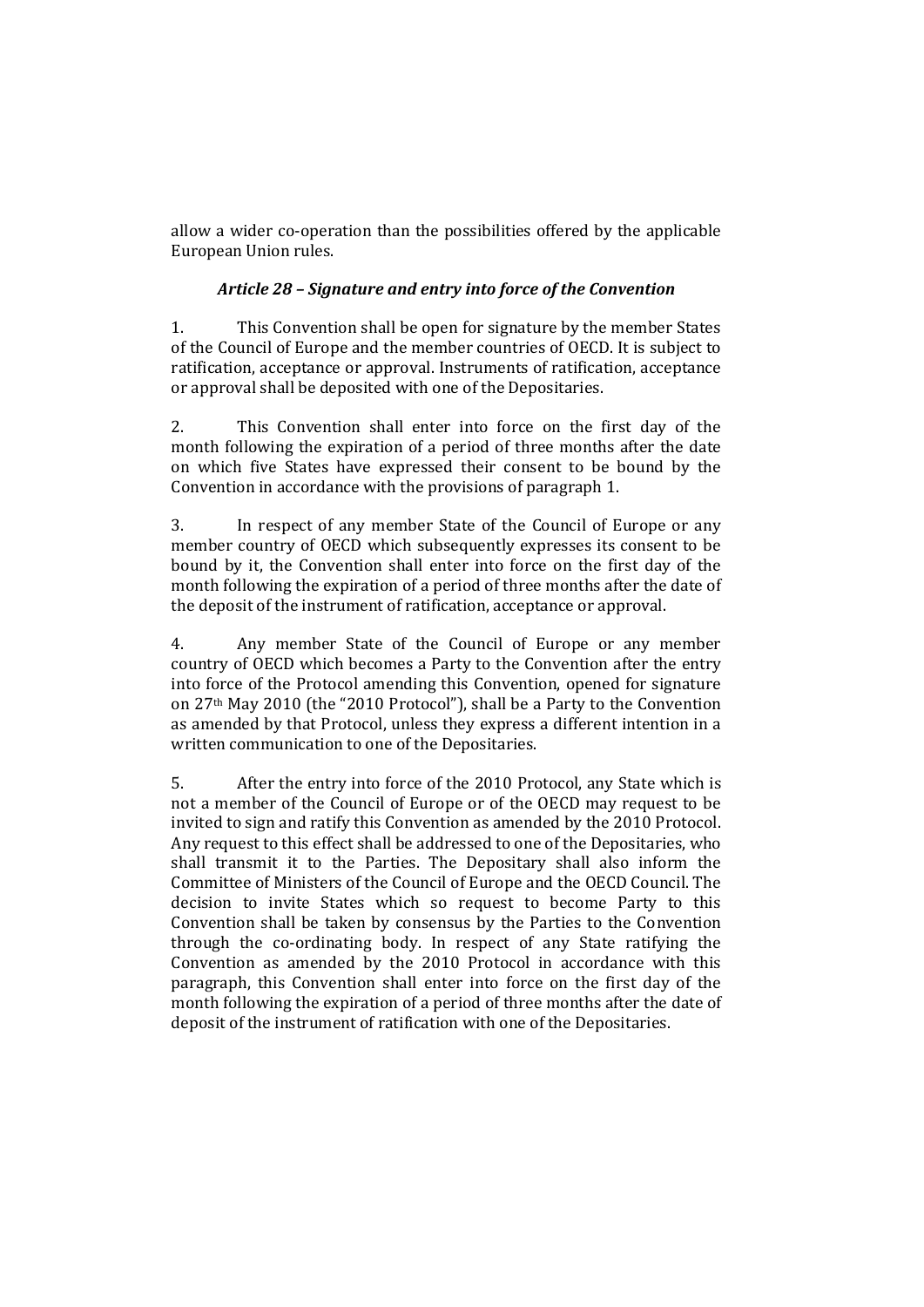allow a wider co-operation than the possibilities offered by the applicable European Union rules.

### *Article 28 – Signature and entry into force of the Convention*

1. This Convention shall be open for signature by the member States of the Council of Europe and the member countries of OECD. It is subject to ratification, acceptance or approval. Instruments of ratification, acceptance or approval shall be deposited with one of the Depositaries.

2. This Convention shall enter into force on the first day of the month following the expiration of a period of three months after the date on which five States have expressed their consent to be bound by the Convention in accordance with the provisions of paragraph 1.

3. In respect of any member State of the Council of Europe or any member country of OECD which subsequently expresses its consent to be bound by it, the Convention shall enter into force on the first day of the month following the expiration of a period of three months after the date of the deposit of the instrument of ratification, acceptance or approval.

4. Any member State of the Council of Europe or any member country of OECD which becomes a Party to the Convention after the entry into force of the Protocol amending this Convention, opened for signature on 27th May 2010 (the "2010 Protocol"), shall be a Party to the Convention as amended by that Protocol, unless they express a different intention in a written communication to one of the Depositaries.

5. After the entry into force of the 2010 Protocol, any State which is not a member of the Council of Europe or of the OECD may request to be invited to sign and ratify this Convention as amended by the 2010 Protocol. Any request to this effect shall be addressed to one of the Depositaries, who shall transmit it to the Parties. The Depositary shall also inform the Committee of Ministers of the Council of Europe and the OECD Council. The decision to invite States which so request to become Party to this Convention shall be taken by consensus by the Parties to the Convention through the co-ordinating body. In respect of any State ratifying the Convention as amended by the 2010 Protocol in accordance with this paragraph, this Convention shall enter into force on the first day of the month following the expiration of a period of three months after the date of deposit of the instrument of ratification with one of the Depositaries.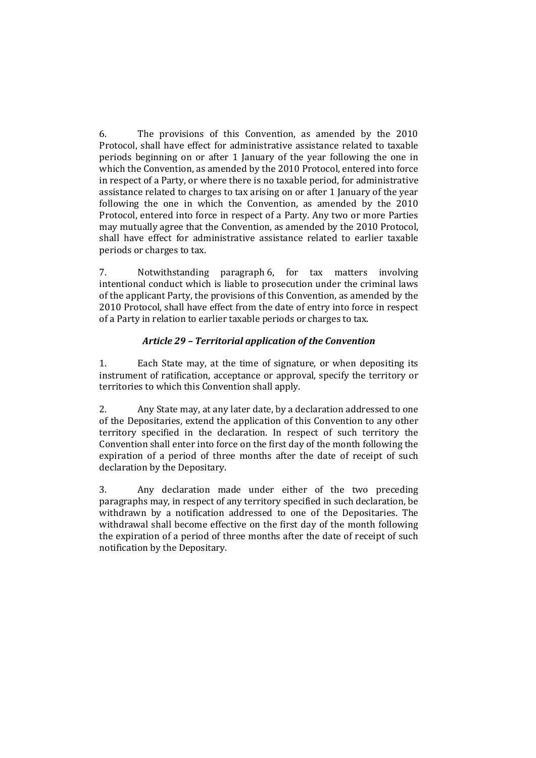6. The provisions of this Convention, as amended by the 2010 Protocol, shall have effect for administrative assistance related to taxable periods beginning on or after 1 January of the year following the one in which the Convention, as amended by the 2010 Protocol, entered into force in respect of a Party, or where there is no taxable period, for administrative assistance related to charges to tax arising on or after 1 January of the year following the one in which the Convention, as amended by the 2010 Protocol, entered into force in respect of a Party. Any two or more Parties may mutually agree that the Convention, as amended by the 2010 Protocol, shall have effect for administrative assistance related to earlier taxable periods or charges to tax.

7. Notwithstanding paragraph 6, for tax matters involving intentional conduct which is liable to prosecution under the criminal laws of the applicant Party, the provisions of this Convention, as amended by the 2010 Protocol, shall have effect from the date of entry into force in respect of a Party in relation to earlier taxable periods or charges to tax.

### *Article 29 – Territorial application of the Convention*

1. Each State may, at the time of signature, or when depositing its instrument of ratification, acceptance or approval, specify the territory or territories to which this Convention shall apply.

2. Any State may, at any later date, by a declaration addressed to one of the Depositaries, extend the application of this Convention to any other territory specified in the declaration. In respect of such territory the Convention shall enter into force on the first day of the month following the expiration of a period of three months after the date of receipt of such declaration by the Depositary.

3. Any declaration made under either of the two preceding paragraphs may, in respect of any territory specified in such declaration, be withdrawn by a notification addressed to one of the Depositaries. The withdrawal shall become effective on the first day of the month following the expiration of a period of three months after the date of receipt of such notification by the Depositary.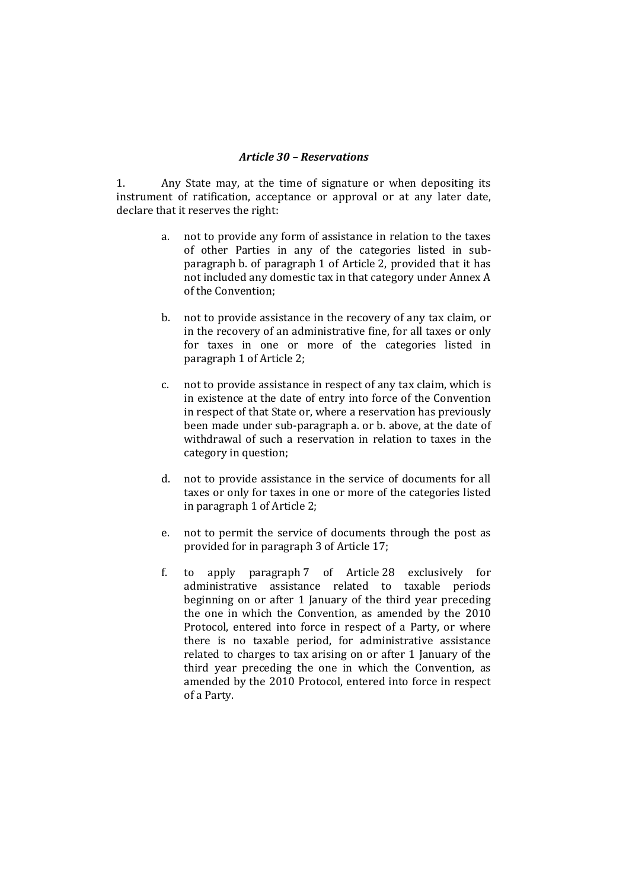### *Article 30 – Reservations*

1. Any State may, at the time of signature or when depositing its instrument of ratification, acceptance or approval or at any later date, declare that it reserves the right:

   a. not to provide any form of assistance in relation to the taxes of other Parties in any of the categories listed in sub-paragraph b. of paragraph 1 of Article 2, provided that it has not included any domestic tax in that category under Annex A of the Convention;

   b. not to provide assistance in the recovery of any tax claim, or in the recovery of an administrative fine, for all taxes or only for taxes in one or more of the categories listed in paragraph 1 of Article 2;

   c. not to provide assistance in respect of any tax claim, which is in existence at the date of entry into force of the Convention in respect of that State or, where a reservation has previously been made under sub-paragraph a. or b. above, at the date of withdrawal of such a reservation in relation to taxes in the category in question;

   d. not to provide assistance in the service of documents for all taxes or only for taxes in one or more of the categories listed in paragraph 1 of Article 2;

   e. not to permit the service of documents through the post as provided for in paragraph 3 of Article 17;

   f. to apply paragraph 7 of Article 28 exclusively for administrative assistance related to taxable periods beginning on or after 1 January of the third year preceding the one in which the Convention, as amended by the 2010 Protocol, entered into force in respect of a Party, or where there is no taxable period, for administrative assistance related to charges to tax arising on or after 1 January of the third year preceding the one in which the Convention, as amended by the 2010 Protocol, entered into force in respect of a Party.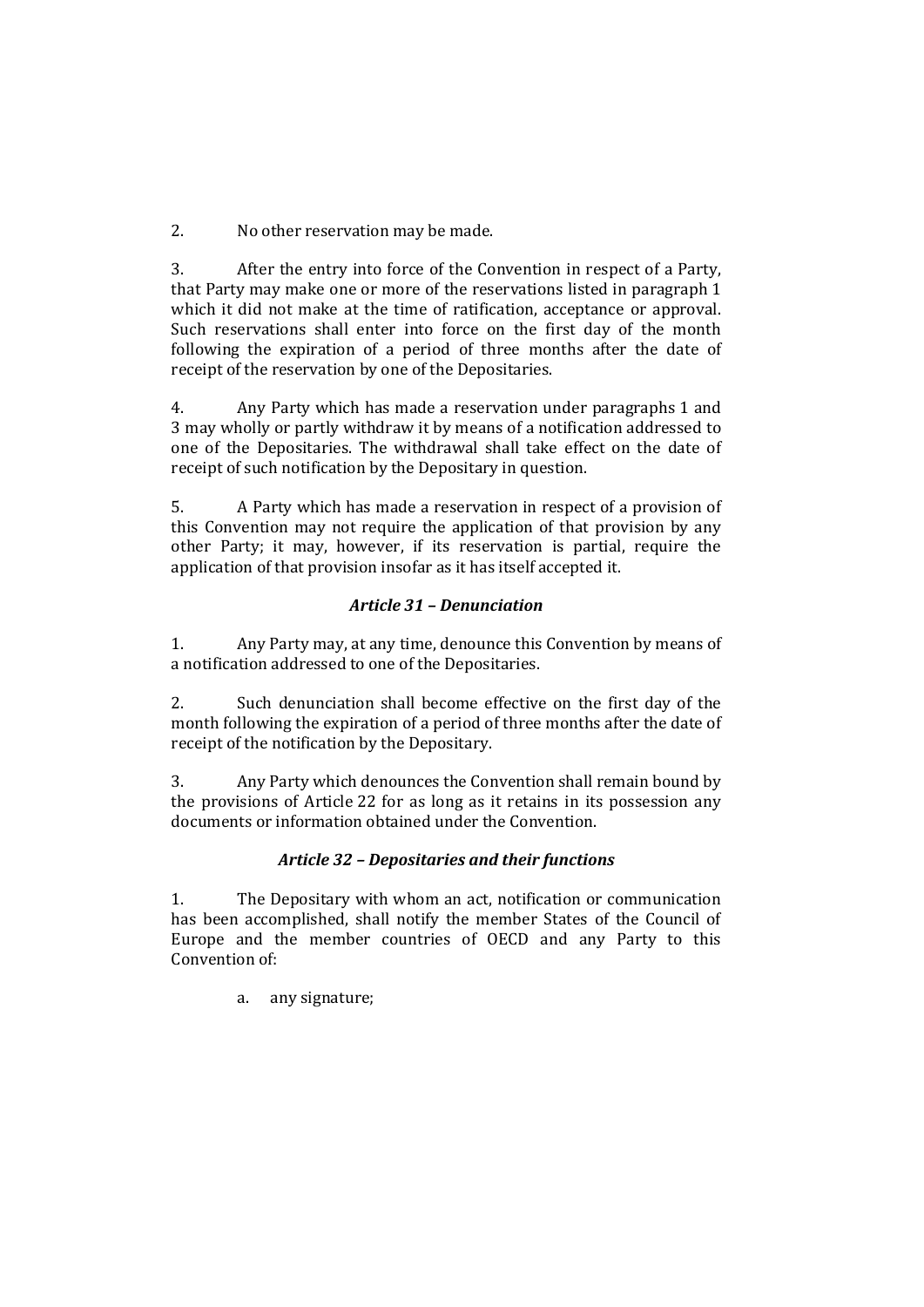2. No other reservation may be made.

3. After the entry into force of the Convention in respect of a Party, that Party may make one or more of the reservations listed in paragraph 1 which it did not make at the time of ratification, acceptance or approval. Such reservations shall enter into force on the first day of the month following the expiration of a period of three months after the date of receipt of the reservation by one of the Depositaries.

4. Any Party which has made a reservation under paragraphs 1 and 3 may wholly or partly withdraw it by means of a notification addressed to one of the Depositaries. The withdrawal shall take effect on the date of receipt of such notification by the Depositary in question.

5. A Party which has made a reservation in respect of a provision of this Convention may not require the application of that provision by any other Party; it may, however, if its reservation is partial, require the application of that provision insofar as it has itself accepted it.

### *Article 31 – Denunciation*

1. Any Party may, at any time, denounce this Convention by means of a notification addressed to one of the Depositaries.

2. Such denunciation shall become effective on the first day of the month following the expiration of a period of three months after the date of receipt of the notification by the Depositary.

3. Any Party which denounces the Convention shall remain bound by the provisions of Article 22 for as long as it retains in its possession any documents or information obtained under the Convention.

### *Article 32 – Depositaries and their functions*

1. The Depositary with whom an act, notification or communication has been accomplished, shall notify the member States of the Council of Europe and the member countries of OECD and any Party to this Convention of:

   a. any signature;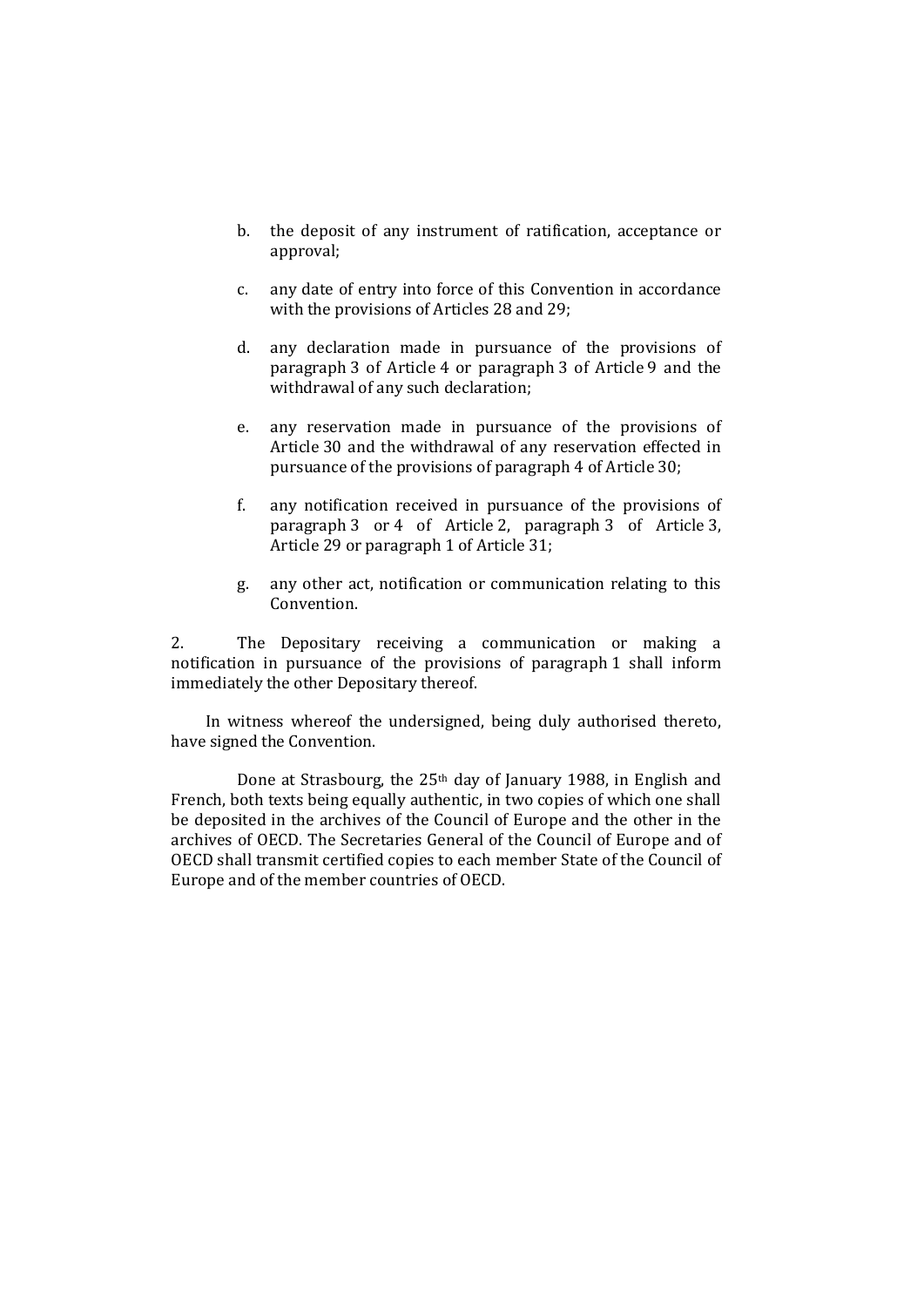b. the deposit of any instrument of ratification, acceptance or approval;

c. any date of entry into force of this Convention in accordance with the provisions of Articles 28 and 29;

d. any declaration made in pursuance of the provisions of paragraph 3 of Article 4 or paragraph 3 of Article 9 and the withdrawal of any such declaration;

e. any reservation made in pursuance of the provisions of Article 30 and the withdrawal of any reservation effected in pursuance of the provisions of paragraph 4 of Article 30;

f. any notification received in pursuance of the provisions of paragraph 3 or 4 of Article 2, paragraph 3 of Article 3, Article 29 or paragraph 1 of Article 31;

g. any other act, notification or communication relating to this Convention.

2. The Depositary receiving a communication or making a notification in pursuance of the provisions of paragraph 1 shall inform immediately the other Depositary thereof.

In witness whereof the undersigned, being duly authorised thereto, have signed the Convention.

Done at Strasbourg, the 25th day of January 1988, in English and French, both texts being equally authentic, in two copies of which one shall be deposited in the archives of the Council of Europe and the other in the archives of OECD. The Secretaries General of the Council of Europe and of OECD shall transmit certified copies to each member State of the Council of Europe and of the member countries of OECD.